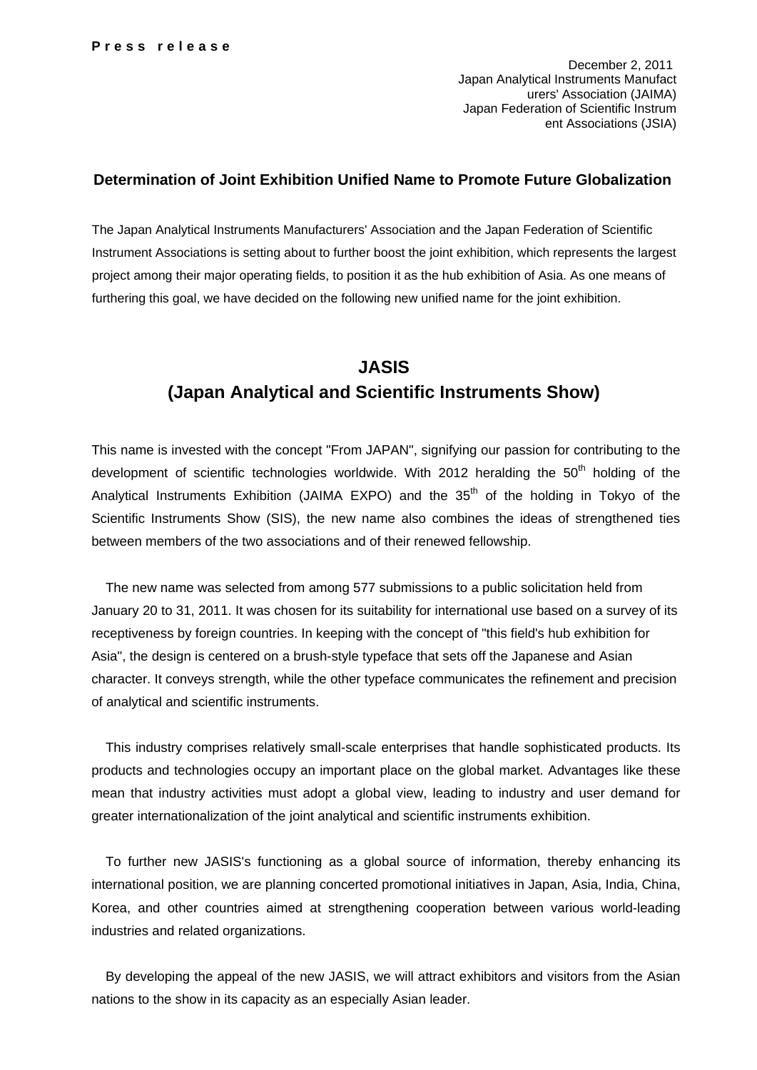**Press release**

December 2, 2011
Japan Analytical Instruments Manufacturers' Association (JAIMA)
Japan Federation of Scientific Instrument Associations (JSIA)

## Determination of Joint Exhibition Unified Name to Promote Future Globalization

The Japan Analytical Instruments Manufacturers' Association and the Japan Federation of Scientific Instrument Associations is setting about to further boost the joint exhibition, which represents the largest project among their major operating fields, to position it as the hub exhibition of Asia. As one means of furthering this goal, we have decided on the following new unified name for the joint exhibition.

# JASIS
# (Japan Analytical and Scientific Instruments Show)

This name is invested with the concept "From JAPAN", signifying our passion for contributing to the development of scientific technologies worldwide. With 2012 heralding the 50th holding of the Analytical Instruments Exhibition (JAIMA EXPO) and the 35th of the holding in Tokyo of the Scientific Instruments Show (SIS), the new name also combines the ideas of strengthened ties between members of the two associations and of their renewed fellowship.

The new name was selected from among 577 submissions to a public solicitation held from January 20 to 31, 2011. It was chosen for its suitability for international use based on a survey of its receptiveness by foreign countries. In keeping with the concept of "this field's hub exhibition for Asia", the design is centered on a brush-style typeface that sets off the Japanese and Asian character. It conveys strength, while the other typeface communicates the refinement and precision of analytical and scientific instruments.

This industry comprises relatively small-scale enterprises that handle sophisticated products. Its products and technologies occupy an important place on the global market. Advantages like these mean that industry activities must adopt a global view, leading to industry and user demand for greater internationalization of the joint analytical and scientific instruments exhibition.

To further new JASIS's functioning as a global source of information, thereby enhancing its international position, we are planning concerted promotional initiatives in Japan, Asia, India, China, Korea, and other countries aimed at strengthening cooperation between various world-leading industries and related organizations.

By developing the appeal of the new JASIS, we will attract exhibitors and visitors from the Asian nations to the show in its capacity as an especially Asian leader.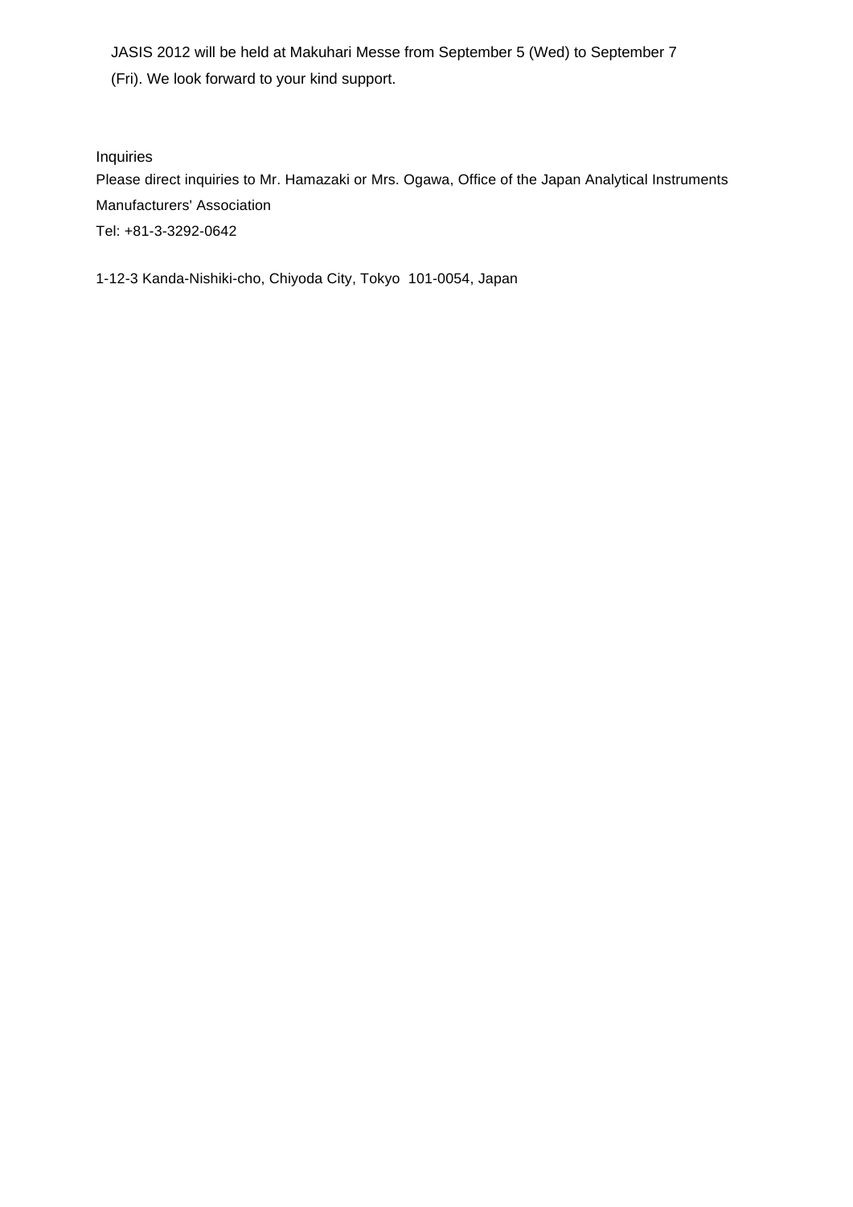JASIS 2012 will be held at Makuhari Messe from September 5 (Wed) to September 7 (Fri). We look forward to your kind support.

Inquiries

Please direct inquiries to Mr. Hamazaki or Mrs. Ogawa, Office of the Japan Analytical Instruments Manufacturers' Association

Tel: +81-3-3292-0642

1-12-3 Kanda-Nishiki-cho, Chiyoda City, Tokyo 101-0054, Japan